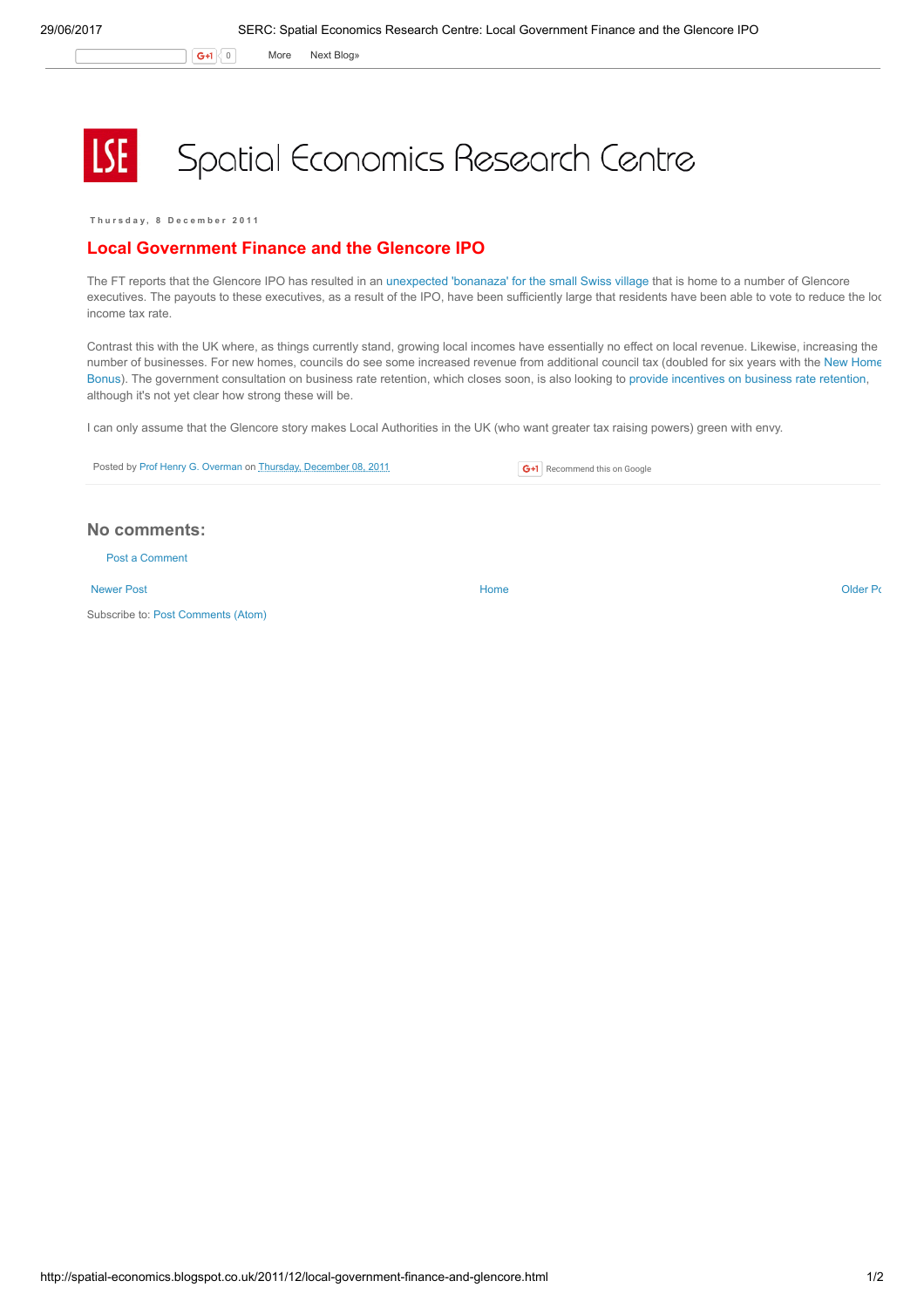# Spatial Economics Research Centre

Thursday, 8 December 2011

## Local Government Finance and the Glencore IPO

The FT reports that the Glencore IPO has resulted in an unexpected 'bonanaza' for the small Swiss village that is home to a number of Glencore executives. The payouts to these executives, as a result of the IPO, have been sufficiently large that residents have been able to vote to reduce the loc income tax rate.

Contrast this with the UK where, as things currently stand, growing local incomes have essentially no effect on local revenue. Likewise, increasing the number of businesses. For new homes, councils do see some increased revenue from additional council tax (doubled for six years with the New Home Bonus). The government consultation on business rate retention, which closes soon, is also looking to provide incentives on business rate retention, although it's not yet clear how strong these will be.

I can only assume that the Glencore story makes Local Authorities in the UK (who want greater tax raising powers) green with envy.

Posted by Prof Henry G. Overman on Thursday, December 08, 2011

Recommend this on Google

## No comments:

Post a Comment

Newer Post | Home | Older Po

Subscribe to: Post Comments (Atom)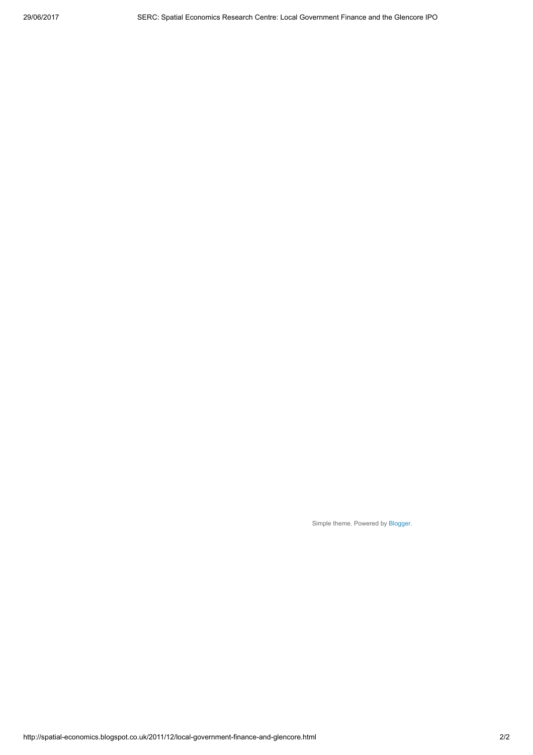Simple theme. Powered by Blogger.